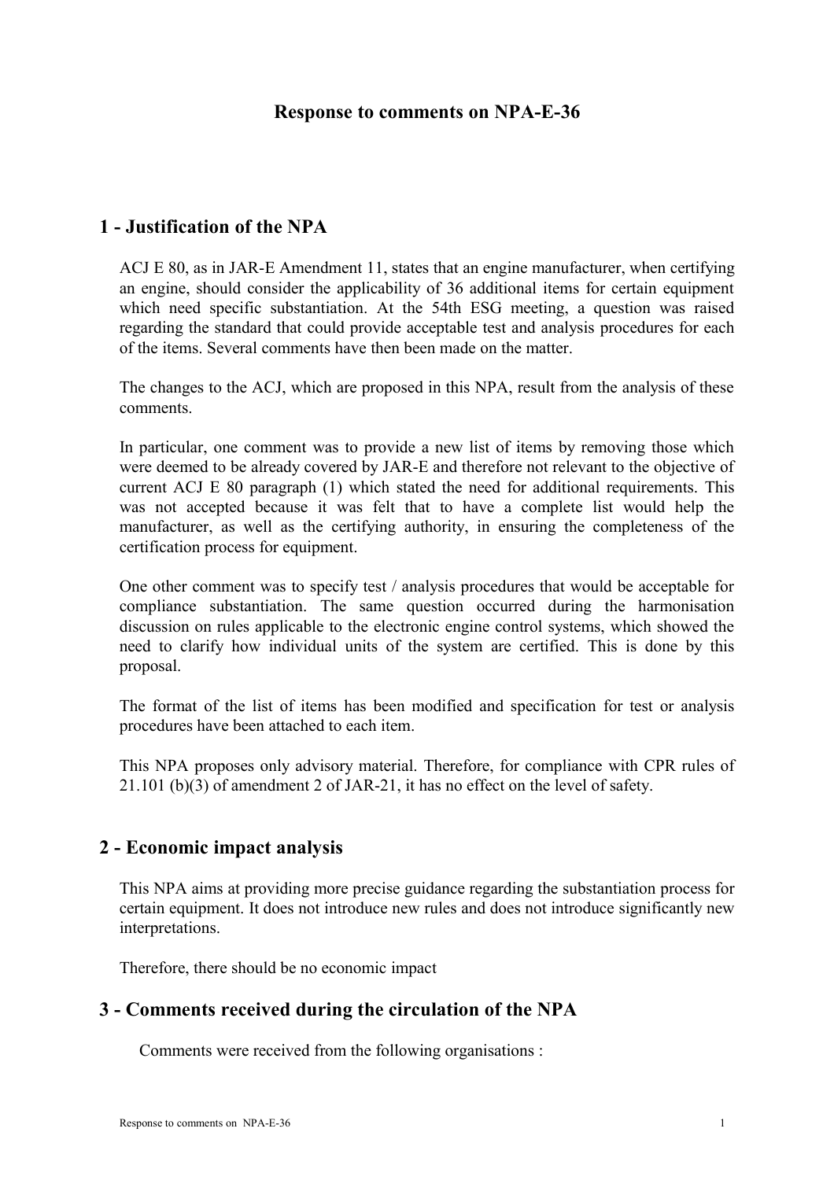# Response to comments on NPA-E-36

## 1 - Justification of the NPA

ACJ E 80, as in JAR-E Amendment 11, states that an engine manufacturer, when certifying an engine, should consider the applicability of 36 additional items for certain equipment which need specific substantiation. At the 54th ESG meeting, a question was raised regarding the standard that could provide acceptable test and analysis procedures for each of the items. Several comments have then been made on the matter.

The changes to the ACJ, which are proposed in this NPA, result from the analysis of these comments.

In particular, one comment was to provide a new list of items by removing those which were deemed to be already covered by JAR-E and therefore not relevant to the objective of current ACJ E 80 paragraph (1) which stated the need for additional requirements. This was not accepted because it was felt that to have a complete list would help the manufacturer, as well as the certifying authority, in ensuring the completeness of the certification process for equipment.

One other comment was to specify test / analysis procedures that would be acceptable for compliance substantiation. The same question occurred during the harmonisation discussion on rules applicable to the electronic engine control systems, which showed the need to clarify how individual units of the system are certified. This is done by this proposal.

The format of the list of items has been modified and specification for test or analysis procedures have been attached to each item.

This NPA proposes only advisory material. Therefore, for compliance with CPR rules of 21.101 (b)(3) of amendment 2 of JAR-21, it has no effect on the level of safety.

## 2 - Economic impact analysis

This NPA aims at providing more precise guidance regarding the substantiation process for certain equipment. It does not introduce new rules and does not introduce significantly new interpretations.

Therefore, there should be no economic impact

## 3 - Comments received during the circulation of the NPA

Comments were received from the following organisations :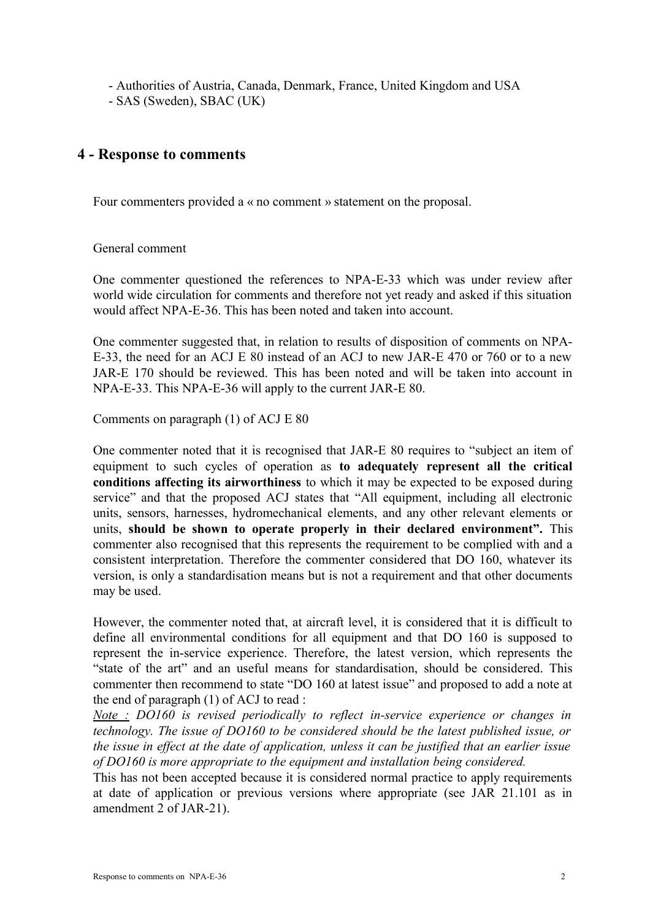- Authorities of Austria, Canada, Denmark, France, United Kingdom and USA
- SAS (Sweden), SBAC (UK)

## 4 - Response to comments

Four commenters provided a « no comment » statement on the proposal.

General comment

One commenter questioned the references to NPA-E-33 which was under review after world wide circulation for comments and therefore not yet ready and asked if this situation would affect NPA-E-36. This has been noted and taken into account.

One commenter suggested that, in relation to results of disposition of comments on NPA-E-33, the need for an ACJ E 80 instead of an ACJ to new JAR-E 470 or 760 or to a new JAR-E 170 should be reviewed. This has been noted and will be taken into account in NPA-E-33. This NPA-E-36 will apply to the current JAR-E 80.

Comments on paragraph (1) of ACJ E 80

One commenter noted that it is recognised that JAR-E 80 requires to "subject an item of equipment to such cycles of operation as **to adequately represent all the critical conditions affecting its airworthiness** to which it may be expected to be exposed during service" and that the proposed ACJ states that "All equipment, including all electronic units, sensors, harnesses, hydromechanical elements, and any other relevant elements or units, **should be shown to operate properly in their declared environment".** This commenter also recognised that this represents the requirement to be complied with and a consistent interpretation. Therefore the commenter considered that DO 160, whatever its version, is only a standardisation means but is not a requirement and that other documents may be used.

However, the commenter noted that, at aircraft level, it is considered that it is difficult to define all environmental conditions for all equipment and that DO 160 is supposed to represent the in-service experience. Therefore, the latest version, which represents the "state of the art" and an useful means for standardisation, should be considered. This commenter then recommend to state "DO 160 at latest issue" and proposed to add a note at the end of paragraph (1) of ACJ to read :
*Note : DO160 is revised periodically to reflect in-service experience or changes in technology. The issue of DO160 to be considered should be the latest published issue, or the issue in effect at the date of application, unless it can be justified that an earlier issue of DO160 is more appropriate to the equipment and installation being considered.*
This has not been accepted because it is considered normal practice to apply requirements at date of application or previous versions where appropriate (see JAR 21.101 as in amendment 2 of JAR-21).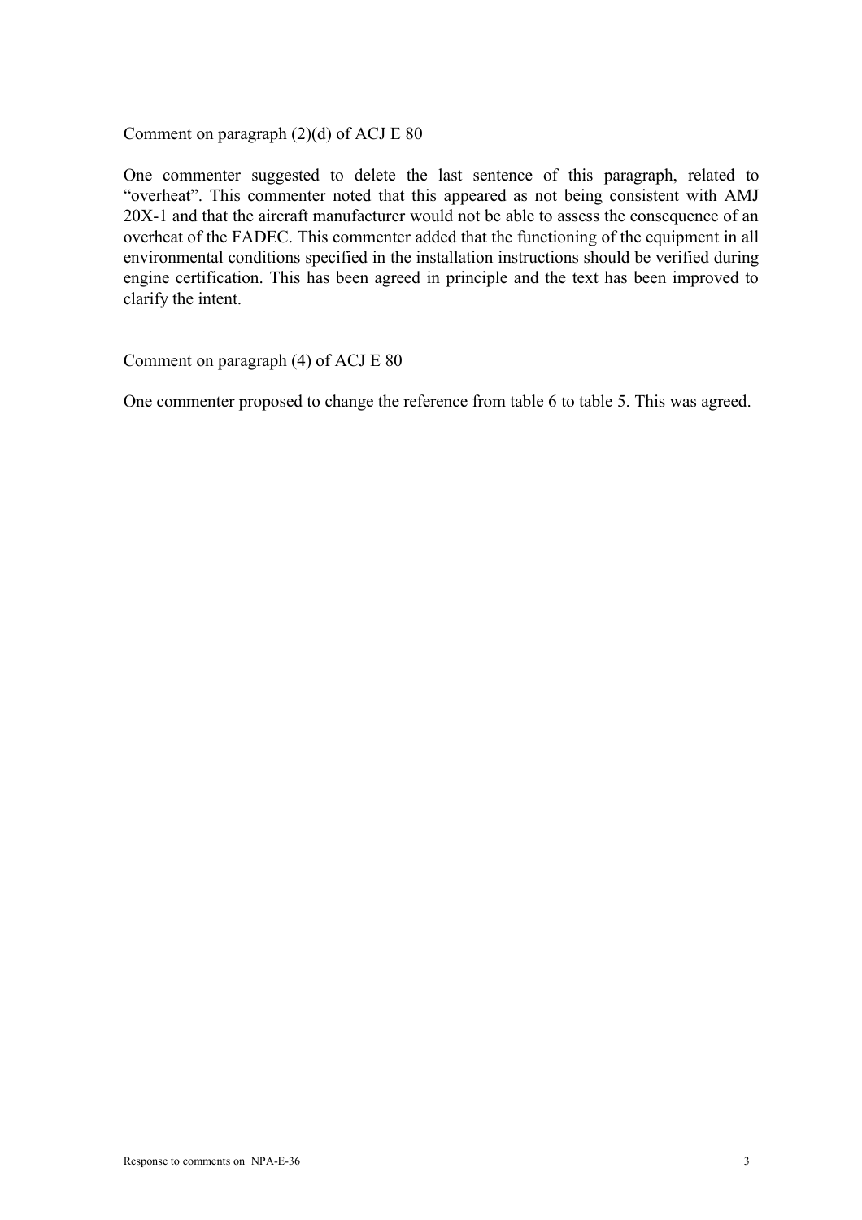Comment on paragraph (2)(d) of ACJ E 80

One commenter suggested to delete the last sentence of this paragraph, related to "overheat". This commenter noted that this appeared as not being consistent with AMJ 20X-1 and that the aircraft manufacturer would not be able to assess the consequence of an overheat of the FADEC. This commenter added that the functioning of the equipment in all environmental conditions specified in the installation instructions should be verified during engine certification. This has been agreed in principle and the text has been improved to clarify the intent.

Comment on paragraph (4) of ACJ E 80

One commenter proposed to change the reference from table 6 to table 5. This was agreed.